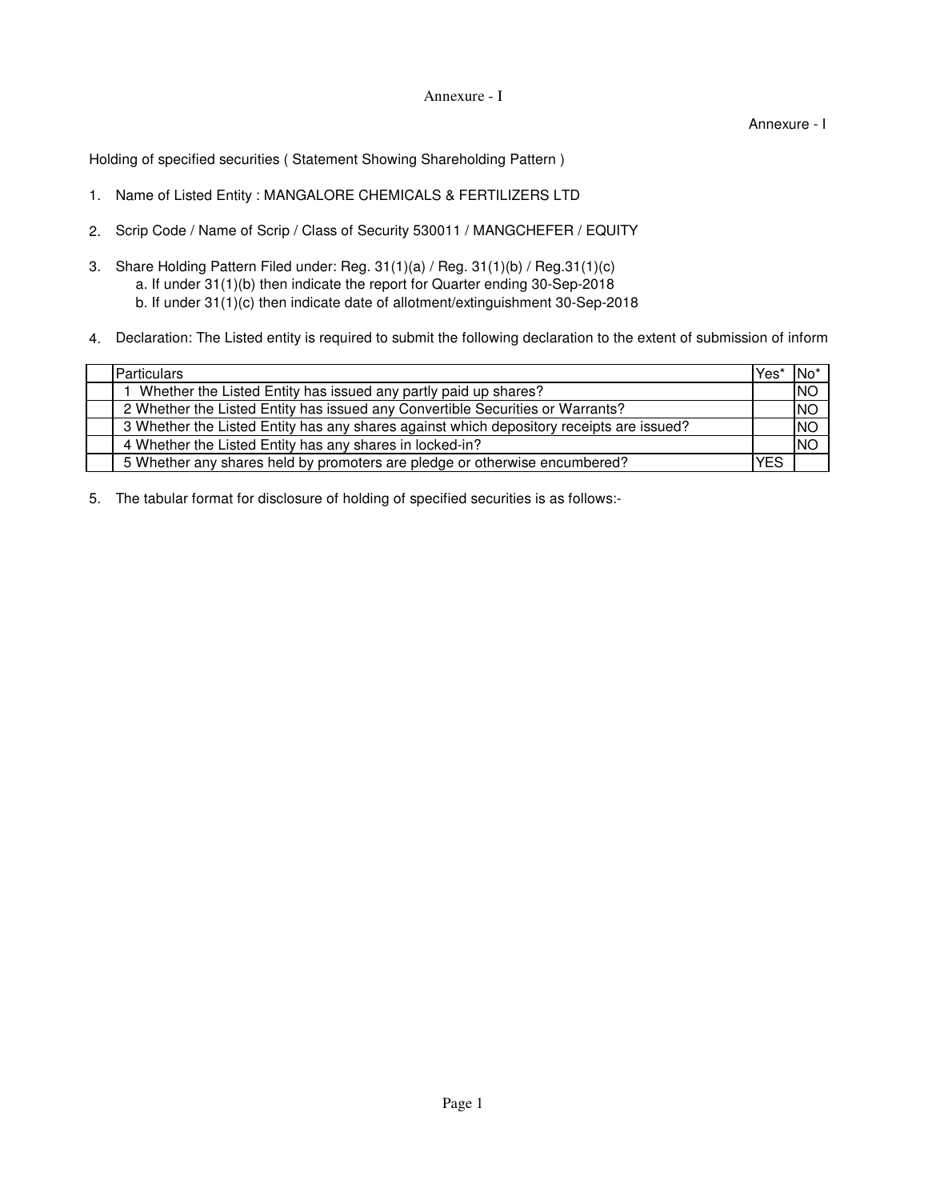Annexure - I

Annexure - I

Holding of specified securities ( Statement Showing Shareholding Pattern )

1. Name of Listed Entity : MANGALORE CHEMICALS & FERTILIZERS LTD

2. Scrip Code / Name of Scrip / Class of Security 530011 / MANGCHEFER / EQUITY

3. Share Holding Pattern Filed under: Reg. 31(1)(a) / Reg. 31(1)(b) / Reg.31(1)(c)
   a. If under 31(1)(b) then indicate the report for Quarter ending 30-Sep-2018
   b. If under 31(1)(c) then indicate date of allotment/extinguishment 30-Sep-2018

4. Declaration: The Listed entity is required to submit the following declaration to the extent of submission of inform

| | Particulars | Yes* | No* |
|---|---|---|---|
| | 1 Whether the Listed Entity has issued any partly paid up shares? | | NO |
| | 2 Whether the Listed Entity has issued any Convertible Securities or Warrants? | | NO |
| | 3 Whether the Listed Entity has any shares against which depository receipts are issued? | | NO |
| | 4 Whether the Listed Entity has any shares in locked-in? | | NO |
| | 5 Whether any shares held by promoters are pledge or otherwise encumbered? | YES | |

5. The tabular format for disclosure of holding of specified securities is as follows:-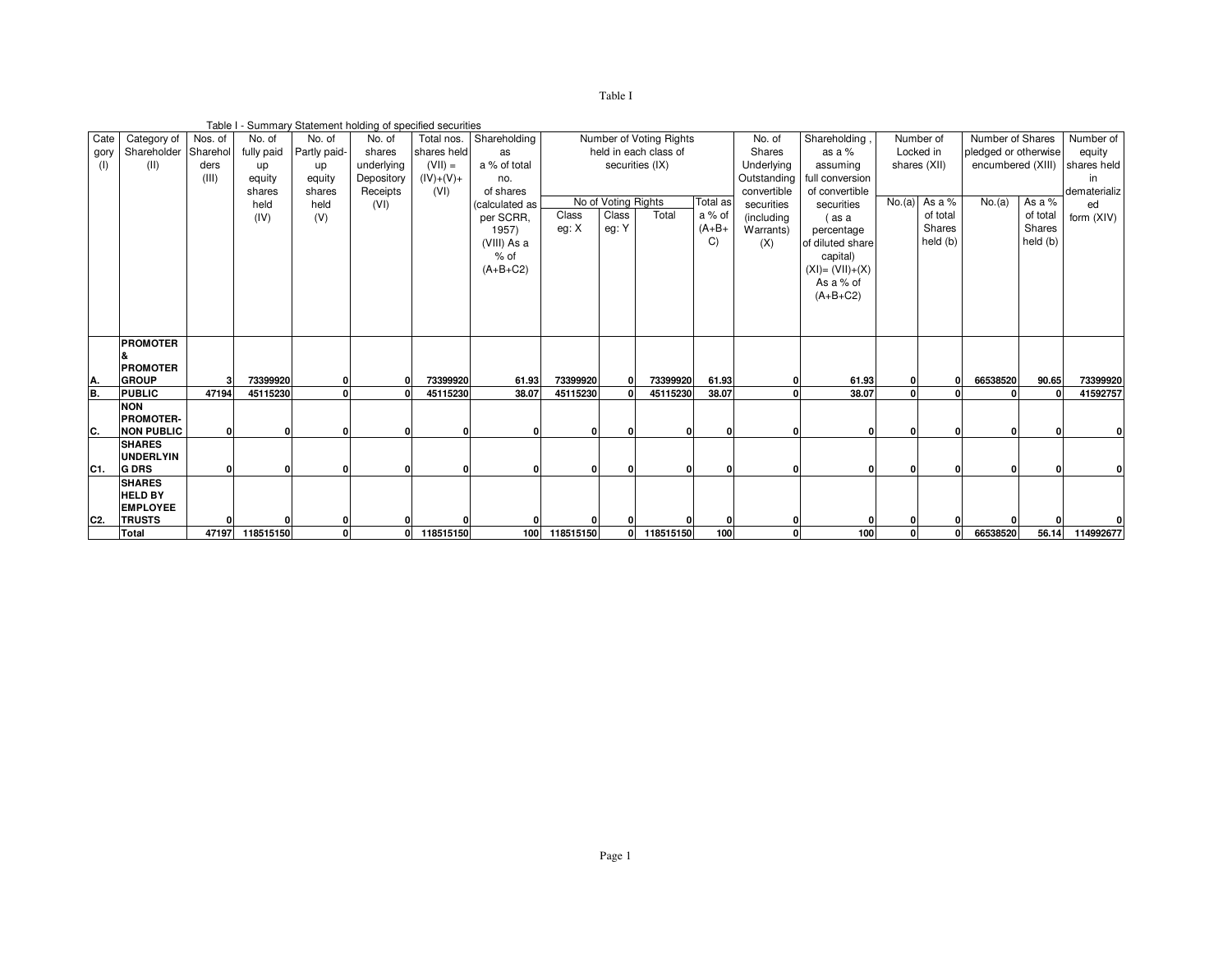Table I

Table I - Summary Statement holding of specified securities

| Category (I) | Category of Shareholder (II) | Nos. of Shareholders (III) | No. of fully paid up equity shares held (IV) | No. of Partly paid-up equity shares held (V) | No. of shares underlying Depository Receipts (VI) | Total nos. shares held (VII) = (IV)+(V)+ (VI) | Shareholding as a % of total no. of shares (calculated as per SCRR, 1957) (VIII) As a % of (A+B+C2) | Number of Voting Rights held in each class of securities (IX) | | | | No. of Shares Underlying Outstanding convertible securities (including Warrants) (X) | Shareholding , as a % assuming full conversion of convertible securities ( as a percentage of diluted share capital) (XI)= (VII)+(X) As a % of (A+B+C2) | Number of Locked in shares (XII) | | Number of Shares pledged or otherwise encumbered (XIII) | | Number of equity shares held in dematerialized form (XIV) |
|---|---|---|---|---|---|---|---|---|---|---|---|---|---|---|---|---|---|---|
| | | | | | | | | No of Voting Rights | | | Total as a % of (A+B+ C) | | | No.(a) | As a % of total Shares held (b) | No.(a) | As a % of total Shares held (b) | |
| | | | | | | | | Class eg: X | Class eg: Y | Total | | | | | | | | |
| **A.** | **PROMOTER & PROMOTER GROUP** | **3** | **73399920** | **0** | **0** | **73399920** | **61.93** | **73399920** | **0** | **73399920** | **61.93** | **0** | **61.93** | **0** | **0** | **66538520** | **90.65** | **73399920** |
| **B.** | **PUBLIC** | **47194** | **45115230** | **0** | **0** | **45115230** | **38.07** | **45115230** | **0** | **45115230** | **38.07** | **0** | **38.07** | **0** | **0** | **0** | **0** | **41592757** |
| **C.** | **NON PROMOTER-NON PUBLIC** | **0** | **0** | **0** | **0** | **0** | **0** | **0** | **0** | **0** | **0** | **0** | **0** | **0** | **0** | **0** | **0** | **0** |
| **C1.** | **SHARES UNDERLYING DRS** | **0** | **0** | **0** | **0** | **0** | **0** | **0** | **0** | **0** | **0** | **0** | **0** | **0** | **0** | **0** | **0** | **0** |
| **C2.** | **SHARES HELD BY EMPLOYEE TRUSTS** | **0** | **0** | **0** | **0** | **0** | **0** | **0** | **0** | **0** | **0** | **0** | **0** | **0** | **0** | **0** | **0** | **0** |
| | **Total** | **47197** | **118515150** | **0** | **0** | **118515150** | **100** | **118515150** | **0** | **118515150** | **100** | **0** | **100** | **0** | **0** | **66538520** | **56.14** | **114992677** |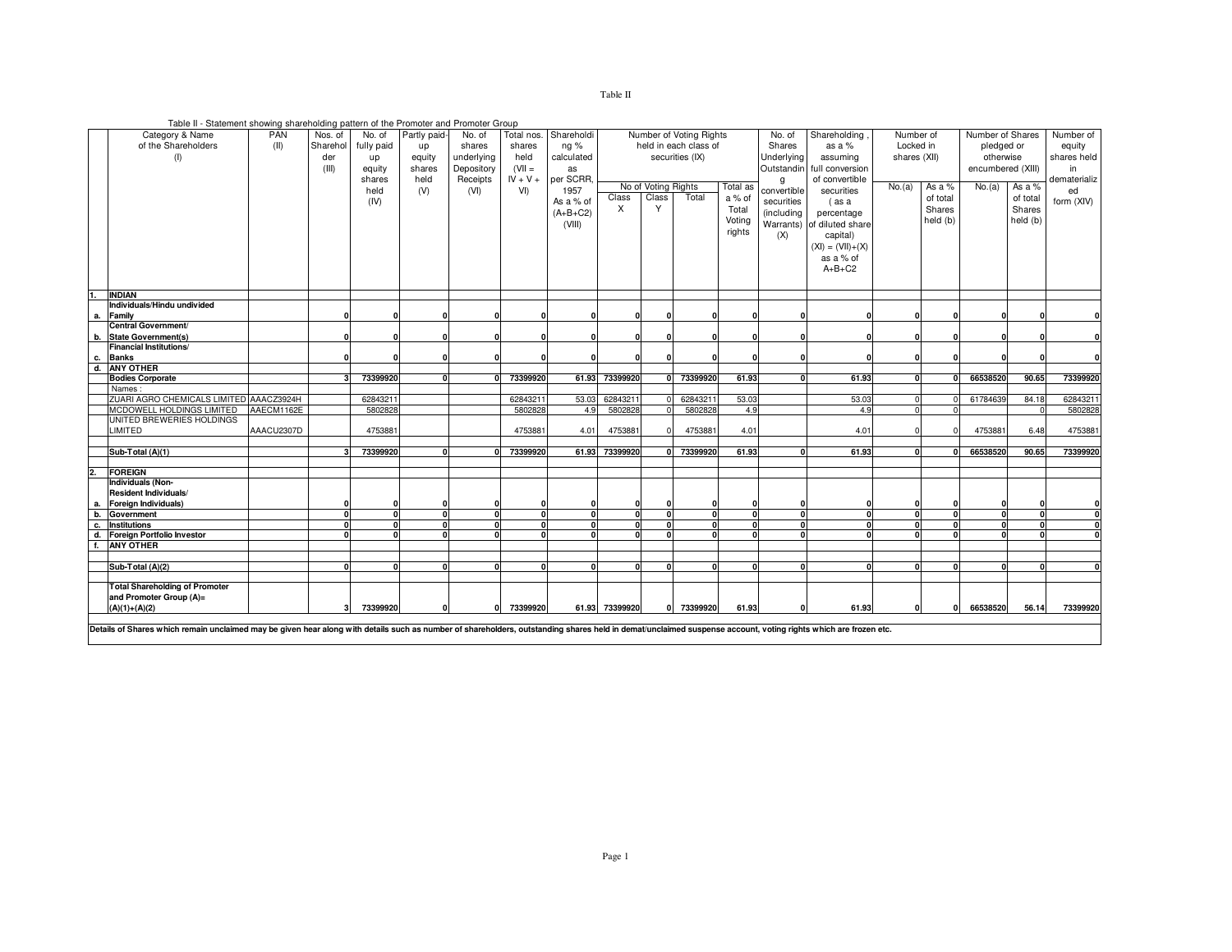Table II

Table II - Statement showing shareholding pattern of the Promoter and Promoter Group

| | Category & Name of the Shareholders (I) | PAN (II) | Nos. of Shareholder (III) | No. of fully paid up equity shares held (IV) | Partly paid-up equity shares held (V) | No. of shares underlying Depository Receipts (VI) | Total nos. shares held (VII = IV + V + VI) | Shareholding % calculated as per SCRR, 1957 As a % of (A+B+C2) (VIII) | Number of Voting Rights held in each class of securities (IX) | | | | No. of Shares Underlying Outstanding convertible securities (including Warrants) (X) | Shareholding , as a % assuming full conversion of convertible securities ( as a percentage of diluted share capital) (XI) = (VII)+(X) as a % of A+B+C2 | Number of Locked in shares (XII) | | Number of Shares pledged or otherwise encumbered (XIII) | | Number of equity shares held in dematerialized form (XIV) |
|---|---|---|---|---|---|---|---|---|---|---|---|---|---|---|---|---|---|---|---|
| | | | | | | | | | No of Voting Rights | | | Total as a % of Total Voting rights | | | No.(a) | As a % of total Shares held (b) | No.(a) | As a % of total Shares held (b) | |
| | | | | | | | | | Class X | Class Y | Total | | | | | | | | |
| 1. | INDIAN | | | | | | | | | | | | | | | | | | |
| a. | Individuals/Hindu undivided Family | | 0 | 0 | 0 | 0 | 0 | 0 | 0 | 0 | 0 | 0 | 0 | 0 | 0 | 0 | 0 | 0 | 0 |
| b. | Central Government/ State Government(s) | | 0 | 0 | 0 | 0 | 0 | 0 | 0 | 0 | 0 | 0 | 0 | 0 | 0 | 0 | 0 | 0 | 0 |
| c. | Financial Institutions/ Banks | | 0 | 0 | 0 | 0 | 0 | 0 | 0 | 0 | 0 | 0 | 0 | 0 | 0 | 0 | 0 | 0 | 0 |
| d. | ANY OTHER | | | | | | | | | | | | | | | | | | |
| | Bodies Corporate | | 3 | 73399920 | 0 | 0 | 73399920 | 61.93 | 73399920 | 0 | 73399920 | 61.93 | 0 | 61.93 | 0 | 0 | 66538520 | 90.65 | 73399920 |
| | Names : | | | | | | | | | | | | | | | | | | |
| | ZUARI AGRO CHEMICALS LIMITED | AAACZ3924H | | 62843211 | | | 62843211 | 53.03 | 62843211 | 0 | 62843211 | 53.03 | | 53.03 | 0 | 0 | 61784639 | 84.18 | 62843211 |
| | MCDOWELL HOLDINGS LIMITED | AAECM1162E | | 5802828 | | | 5802828 | 4.9 | 5802828 | 0 | 5802828 | 4.9 | | 4.9 | 0 | 0 | | 0 | 5802828 |
| | UNITED BREWERIES HOLDINGS LIMITED | AAACU2307D | | 4753881 | | | 4753881 | 4.01 | 4753881 | 0 | 4753881 | 4.01 | | 4.01 | 0 | 0 | 4753881 | 6.48 | 4753881 |
| | Sub-Total (A)(1) | | 3 | 73399920 | 0 | 0 | 73399920 | 61.93 | 73399920 | 0 | 73399920 | 61.93 | 0 | 61.93 | 0 | 0 | 66538520 | 90.65 | 73399920 |
| 2. | FOREIGN | | | | | | | | | | | | | | | | | | |
| a. | Individuals (Non-Resident Individuals/ Foreign Individuals) | | 0 | 0 | 0 | 0 | 0 | 0 | 0 | 0 | 0 | 0 | 0 | 0 | 0 | 0 | 0 | 0 | 0 |
| b. | Government | | 0 | 0 | 0 | 0 | 0 | 0 | 0 | 0 | 0 | 0 | 0 | 0 | 0 | 0 | 0 | 0 | 0 |
| c. | Institutions | | 0 | 0 | 0 | 0 | 0 | 0 | 0 | 0 | 0 | 0 | 0 | 0 | 0 | 0 | 0 | 0 | 0 |
| d. | Foreign Portfolio Investor | | 0 | 0 | 0 | 0 | 0 | 0 | 0 | 0 | 0 | 0 | 0 | 0 | 0 | 0 | 0 | 0 | 0 |
| f. | ANY OTHER | | | | | | | | | | | | | | | | | | |
| | Sub-Total (A)(2) | | 0 | 0 | 0 | 0 | 0 | 0 | 0 | 0 | 0 | 0 | 0 | 0 | 0 | 0 | 0 | 0 | 0 |
| | Total Shareholding of Promoter and Promoter Group (A)= (A)(1)+(A)(2) | | 3 | 73399920 | 0 | 0 | 73399920 | 61.93 | 73399920 | 0 | 73399920 | 61.93 | 0 | 61.93 | 0 | 0 | 66538520 | 56.14 | 73399920 |

**Details of Shares which remain unclaimed may be given hear along with details such as number of shareholders, outstanding shares held in demat/unclaimed suspense account, voting rights which are frozen etc.**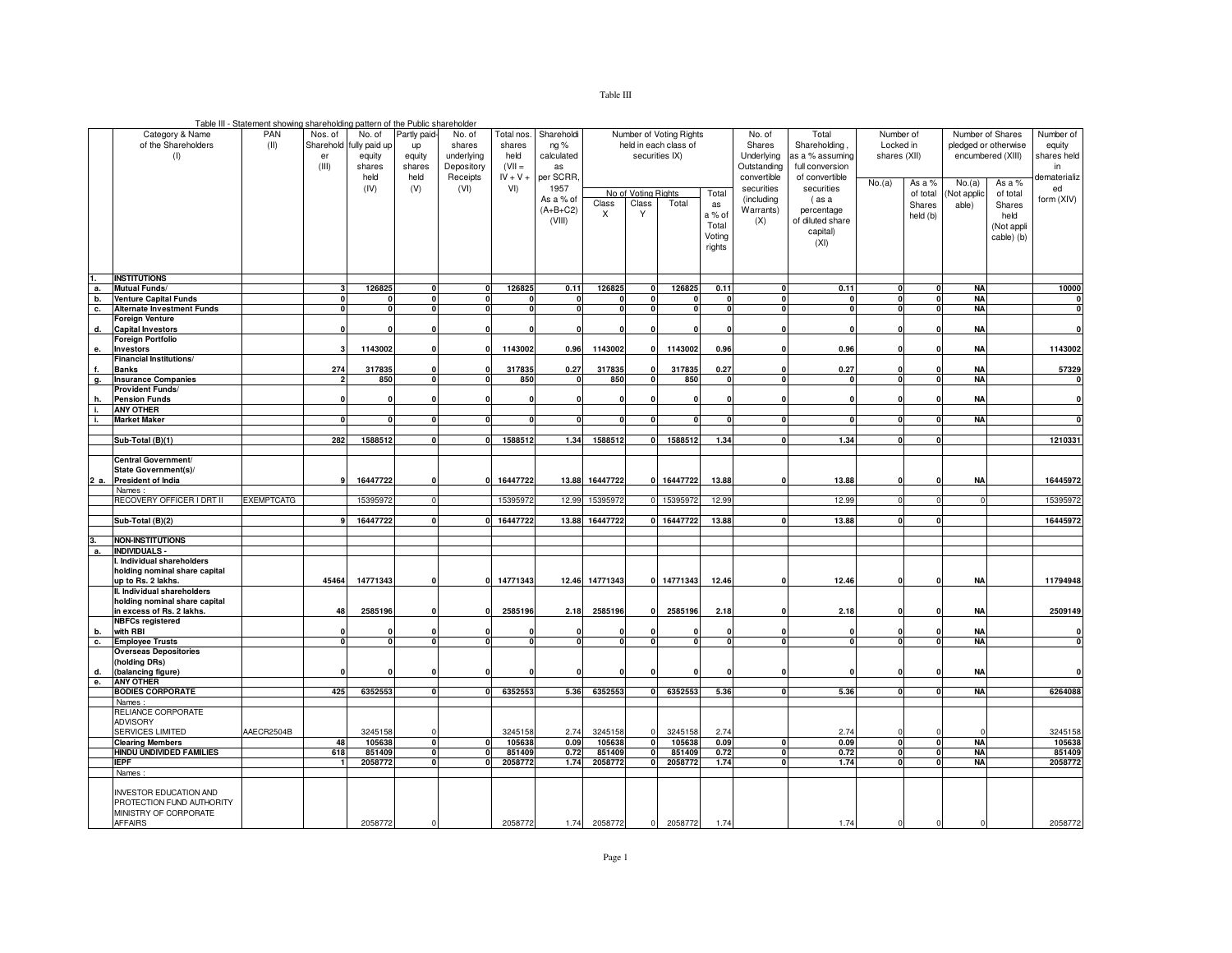Table III

Table III - Statement showing shareholding pattern of the Public shareholder

| | Category & Name of the Shareholders (I) | PAN (II) | Nos. of Shareholder (III) | No. of fully paid up equity shares held (IV) | Partly paid-up equity shares held (V) | No. of shares underlying Depository Receipts (VI) | Total nos. shares held (VII = IV + V + VI) | Shareholding % calculated as per SCRR, 1957 As a % of (A+B+C2) (VIII) | Number of Voting Rights held in each class of securities IX) | | | | No. of Shares Underlying Outstanding convertible securities (including Warrants) (X) | Total Shareholding, as a % assuming full conversion of convertible securities ( as a percentage of diluted share capital) (XI) | Number of Locked in shares (XII) | | Number of Shares pledged or otherwise encumbered (XIII) | | Number of equity shares held in dematerialized form (XIV) |
|---|---|---|---|---|---|---|---|---|---|---|---|---|---|---|---|---|---|---|---|
| | | | | | | | | | No of Voting Rights | | | Total as a % of Total Voting rights | | | No.(a) | As a % of total Shares held (b) | No.(a) (Not applicable) | As a % of total Shares held (Not applicable) (b) | |
| | | | | | | | | | Class X | Class Y | Total | | | | | | | | |
| 1. | **INSTITUTIONS** | | | | | | | | | | | | | | | | | | |
| a. | **Mutual Funds/** | | 3 | 126825 | 0 | 0 | 126825 | 0.11 | 126825 | 0 | 126825 | 0.11 | 0 | 0.11 | 0 | 0 | NA | | 10000 |
| b. | **Venture Capital Funds** | | 0 | 0 | 0 | 0 | 0 | 0 | 0 | 0 | 0 | 0 | 0 | 0 | 0 | 0 | NA | | 0 |
| c. | **Alternate Investment Funds** | | 0 | 0 | 0 | 0 | 0 | 0 | 0 | 0 | 0 | 0 | 0 | 0 | 0 | 0 | NA | | 0 |
| d. | **Foreign Venture Capital Investors** | | 0 | 0 | 0 | 0 | 0 | 0 | 0 | 0 | 0 | 0 | 0 | 0 | 0 | 0 | NA | | 0 |
| e. | **Foreign Portfolio Investors** | | 3 | 1143002 | 0 | 0 | 1143002 | 0.96 | 1143002 | 0 | 1143002 | 0.96 | 0 | 0.96 | 0 | 0 | NA | | 1143002 |
| f. | **Financial Institutions/ Banks** | | 274 | 317835 | 0 | 0 | 317835 | 0.27 | 317835 | 0 | 317835 | 0.27 | 0 | 0.27 | 0 | 0 | NA | | 57329 |
| g. | **Insurance Companies** | | 2 | 850 | 0 | 0 | 850 | 0 | 850 | 0 | 850 | 0 | 0 | 0 | 0 | 0 | NA | | 0 |
| h. | **Provident Funds/ Pension Funds** | | 0 | 0 | 0 | 0 | 0 | 0 | 0 | 0 | 0 | 0 | 0 | 0 | 0 | 0 | NA | | 0 |
| i. | **ANY OTHER** | | | | | | | | | | | | | | | | | | |
| i. | **Market Maker** | | 0 | 0 | 0 | 0 | 0 | 0 | 0 | 0 | 0 | 0 | 0 | 0 | 0 | 0 | NA | | 0 |
| | **Sub-Total (B)(1)** | | 282 | 1588512 | 0 | 0 | 1588512 | 1.34 | 1588512 | 0 | 1588512 | 1.34 | 0 | 1.34 | 0 | 0 | | | 1210331 |
| 2 a. | **Central Government/ State Government(s)/ President of India** | | 9 | 16447722 | 0 | 0 | 16447722 | 13.88 | 16447722 | 0 | 16447722 | 13.88 | 0 | 13.88 | 0 | 0 | NA | | 16445972 |
| | Names : | | | | | | | | | | | | | | | | | | |
| | RECOVERY OFFICER I DRT II | EXEMPTCATG | | 15395972 | 0 | | 15395972 | 12.99 | 15395972 | 0 | 15395972 | 12.99 | | 12.99 | 0 | 0 | 0 | | 15395972 |
| | **Sub-Total (B)(2)** | | 9 | 16447722 | 0 | 0 | 16447722 | 13.88 | 16447722 | 0 | 16447722 | 13.88 | 0 | 13.88 | 0 | 0 | | | 16445972 |
| 3. | **NON-INSTITUTIONS** | | | | | | | | | | | | | | | | | | |
| a. | **INDIVIDUALS -** | | | | | | | | | | | | | | | | | | |
| | **I. Individual shareholders holding nominal share capital up to Rs. 2 lakhs.** | | 45464 | 14771343 | 0 | 0 | 14771343 | 12.46 | 14771343 | 0 | 14771343 | 12.46 | 0 | 12.46 | 0 | 0 | NA | | 11794948 |
| | **II. Individual shareholders holding nominal share capital in excess of Rs. 2 lakhs.** | | 48 | 2585196 | 0 | 0 | 2585196 | 2.18 | 2585196 | 0 | 2585196 | 2.18 | 0 | 2.18 | 0 | 0 | NA | | 2509149 |
| b. | **NBFCs registered with RBI** | | 0 | 0 | 0 | 0 | 0 | 0 | 0 | 0 | 0 | 0 | 0 | 0 | 0 | 0 | NA | | 0 |
| c. | **Employee Trusts** | | 0 | 0 | 0 | 0 | 0 | 0 | 0 | 0 | 0 | 0 | 0 | 0 | 0 | 0 | NA | | 0 |
| d. | **Overseas Depositories (holding DRs) (balancing figure)** | | 0 | 0 | 0 | 0 | 0 | 0 | 0 | 0 | 0 | 0 | 0 | 0 | 0 | 0 | NA | | 0 |
| e. | **ANY OTHER** | | | | | | | | | | | | | | | | | | |
| | **BODIES CORPORATE** | | 425 | 6352553 | 0 | 0 | 6352553 | 5.36 | 6352553 | 0 | 6352553 | 5.36 | 0 | 5.36 | 0 | 0 | NA | | 6264088 |
| | Names : | | | | | | | | | | | | | | | | | | |
| | RELIANCE CORPORATE ADVISORY SERVICES LIMITED | AAECR2504B | | 3245158 | 0 | | 3245158 | 2.74 | 3245158 | 0 | 3245158 | 2.74 | | 2.74 | 0 | 0 | 0 | | 3245158 |
| | **Clearing Members** | | 48 | 105638 | 0 | 0 | 105638 | 0.09 | 105638 | 0 | 105638 | 0.09 | 0 | 0.09 | 0 | 0 | NA | | 105638 |
| | **HINDU UNDIVIDED FAMILIES** | | 618 | 851409 | 0 | 0 | 851409 | 0.72 | 851409 | 0 | 851409 | 0.72 | 0 | 0.72 | 0 | 0 | NA | | 851409 |
| | **IEPF** | | 1 | 2058772 | 0 | 0 | 2058772 | 1.74 | 2058772 | 0 | 2058772 | 1.74 | 0 | 1.74 | 0 | 0 | NA | | 2058772 |
| | Names : | | | | | | | | | | | | | | | | | | |
| | INVESTOR EDUCATION AND PROTECTION FUND AUTHORITY MINISTRY OF CORPORATE AFFAIRS | | | 2058772 | 0 | | 2058772 | 1.74 | 2058772 | 0 | 2058772 | 1.74 | | 1.74 | 0 | 0 | 0 | | 2058772 |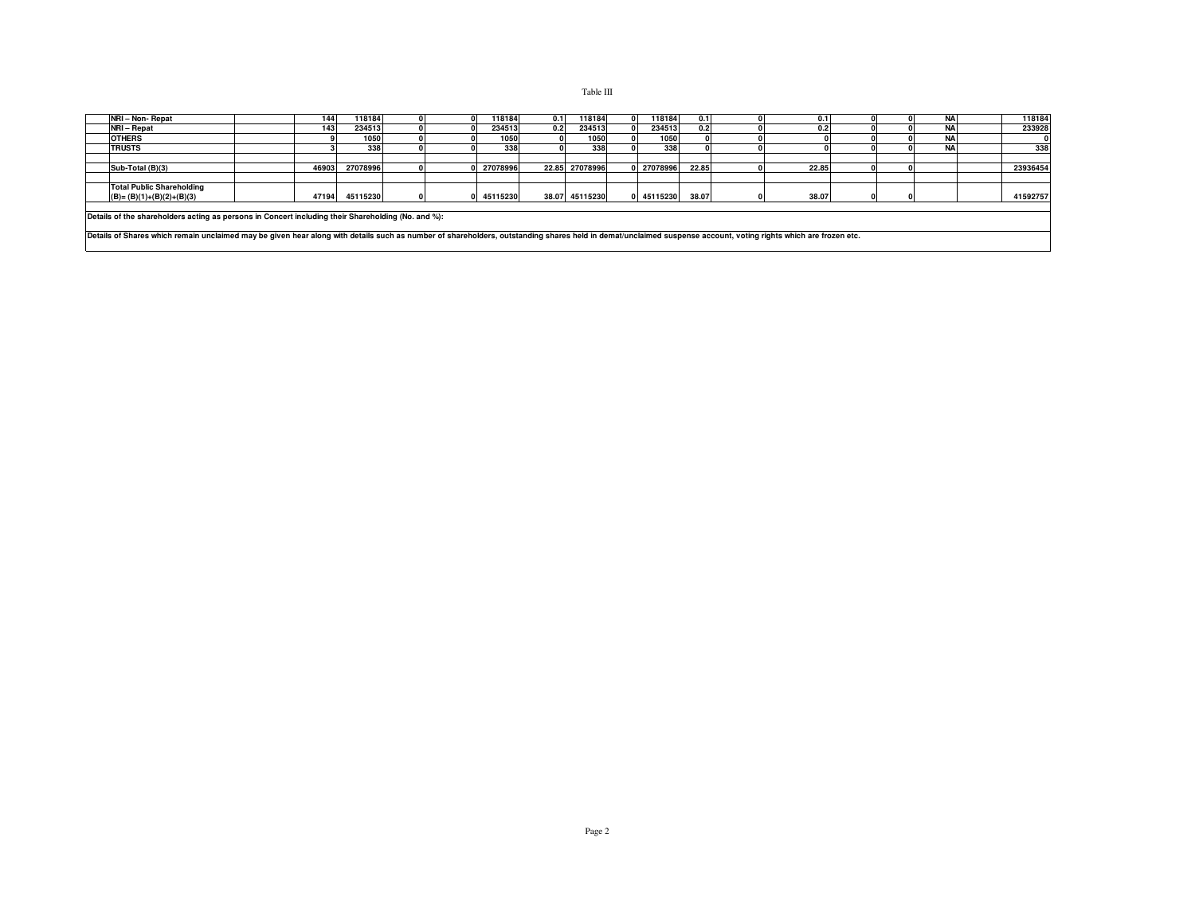Table III

| | | | | | | | | | | | | | | | | | | | |
|---|---|---|---|---|---|---|---|---|---|---|---|---|---|---|---|---|---|---|---|
| | **NRI – Non- Repat** | | **144** | **118184** | **0** | **0** | **118184** | **0.1** | **118184** | **0** | **118184** | **0.1** | **0** | **0.1** | **0** | **0** | **NA** | | **118184** |
| | **NRI – Repat** | | **143** | **234513** | **0** | **0** | **234513** | **0.2** | **234513** | **0** | **234513** | **0.2** | **0** | **0.2** | **0** | **0** | **NA** | | **233928** |
| | **OTHERS** | | **9** | **1050** | **0** | **0** | **1050** | **0** | **1050** | **0** | **1050** | **0** | **0** | **0** | **0** | **0** | **NA** | | **0** |
| | **TRUSTS** | | **3** | **338** | **0** | **0** | **338** | **0** | **338** | **0** | **338** | **0** | **0** | **0** | **0** | **0** | **NA** | | **338** |
| | | | | | | | | | | | | | | | | | | | |
| | **Sub-Total (B)(3)** | | **46903** | **27078996** | **0** | **0** | **27078996** | **22.85** | **27078996** | **0** | **27078996** | **22.85** | **0** | **22.85** | **0** | **0** | | | **23936454** |
| | | | | | | | | | | | | | | | | | | | |
| | **Total Public Shareholding (B)= (B)(1)+(B)(2)+(B)(3)** | | **47194** | **45115230** | **0** | **0** | **45115230** | **38.07** | **45115230** | **0** | **45115230** | **38.07** | **0** | **38.07** | **0** | **0** | | | **41592757** |

**Details of the shareholders acting as persons in Concert including their Shareholding (No. and %):**

**Details of Shares which remain unclaimed may be given hear along with details such as number of shareholders, outstanding shares held in demat/unclaimed suspense account, voting rights which are frozen etc.**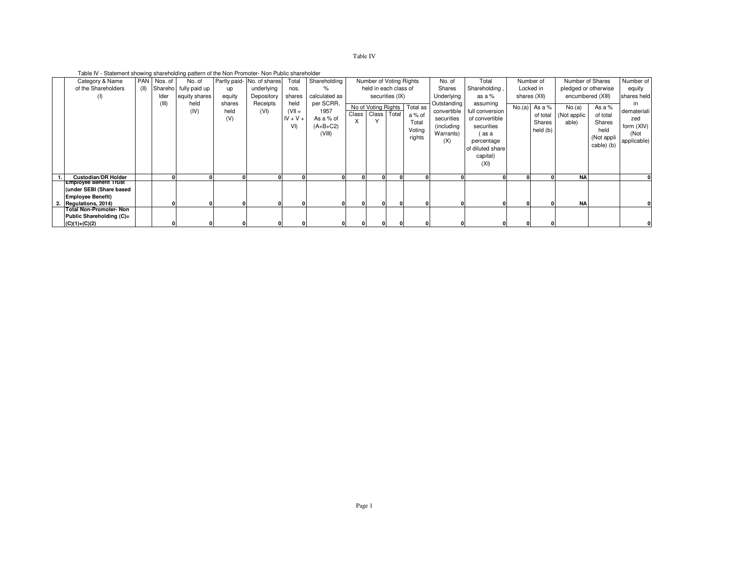Table IV

Table IV - Statement showing shareholding pattern of the Non Promoter- Non Public shareholder

| | Category & Name of the Shareholders (I) | PAN (II) | Nos. of Shareholder (III) | No. of fully paid up equity shares held (IV) | Partly paid-up equity shares held (V) | No. of shares underlying Depository Receipts (VI) | Total nos. shares held (VII = IV + V + VI) | Shareholding % calculated as per SCRR, 1957 As a % of (A+B+C2) (VIII) | Number of Voting Rights held in each class of securities (IX) | | | | No. of Shares Underlying Outstanding convertible securities (including Warrants) (X) | Total Shareholding , as a % assuming full conversion of convertible securities ( as a percentage of diluted share capital) (XI) | Number of Locked in shares (XII) | | Number of Shares pledged or otherwise encumbered (XIII) | | Number of equity shares held in dematerialized form (XIV) (Not applicable) |
|---|---|---|---|---|---|---|---|---|---|---|---|---|---|---|---|---|---|---|---|
| | | | | | | | | | No of Voting Rights | | | Total as a % of Total Voting rights | | | No.(a) | As a % of total Shares held (b) | No.(a) (Not applicable) | As a % of total Shares held (Not applicable) (b) | |
| | | | | | | | | | Class X | Class Y | Total | | | | | | | | |
| **1.** | **Custodian/DR Holder** | | **0** | **0** | **0** | **0** | **0** | **0** | **0** | **0** | **0** | **0** | **0** | **0** | **0** | **0** | **NA** | | **0** |
| **2.** | **Employee Benefit Trust (under SEBI (Share based Employee Benefit) Regulations, 2014)** | | **0** | **0** | **0** | **0** | **0** | **0** | **0** | **0** | **0** | **0** | **0** | **0** | **0** | **0** | **NA** | | **0** |
| | **Total Non-Promoter- Non Public Shareholding (C)= (C)(1)+(C)(2)** | | **0** | **0** | **0** | **0** | **0** | **0** | **0** | **0** | **0** | **0** | **0** | **0** | **0** | **0** | | | **0** |